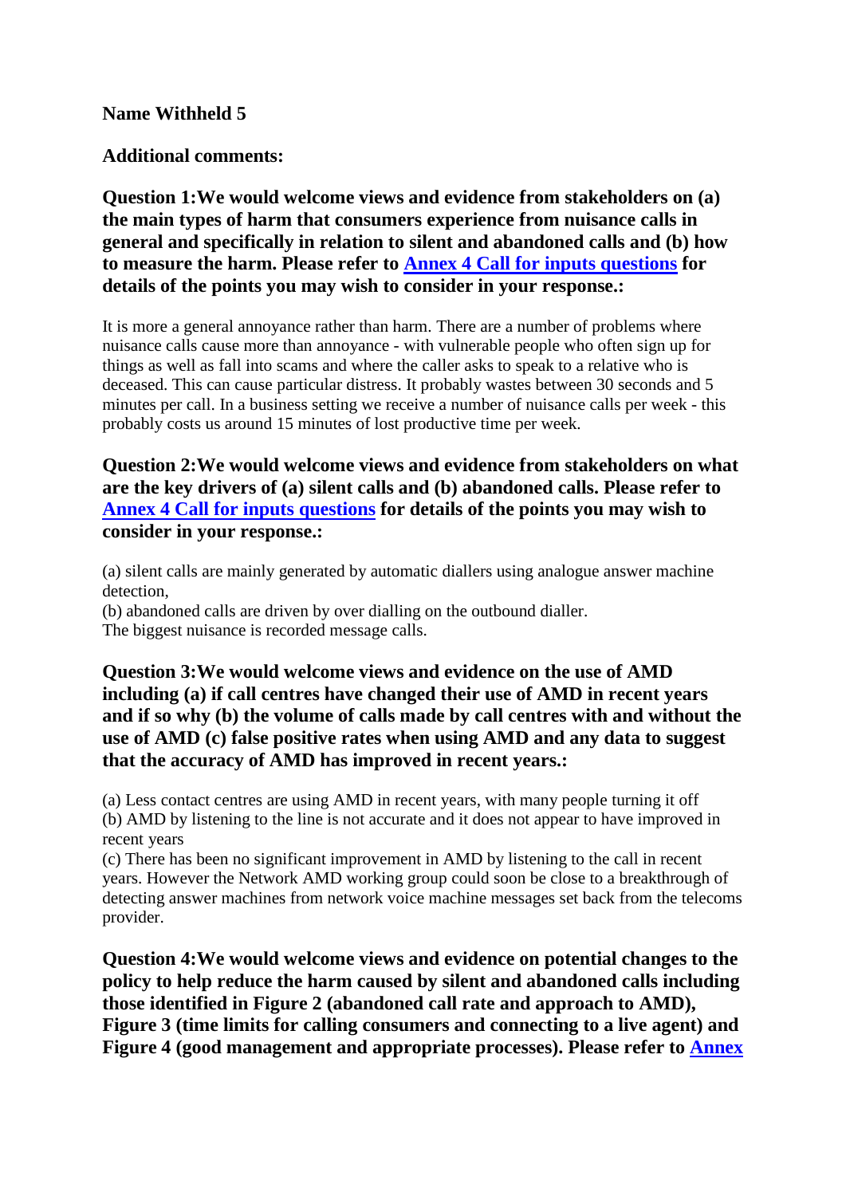**Name Withheld 5**

**Additional comments:**

**Question 1:We would welcome views and evidence from stakeholders on (a) the main types of harm that consumers experience from nuisance calls in general and specifically in relation to silent and abandoned calls and (b) how to measure the harm. Please refer to [Annex 4 Call for inputs questions]() for details of the points you may wish to consider in your response.:**

It is more a general annoyance rather than harm. There are a number of problems where nuisance calls cause more than annoyance - with vulnerable people who often sign up for things as well as fall into scams and where the caller asks to speak to a relative who is deceased. This can cause particular distress. It probably wastes between 30 seconds and 5 minutes per call. In a business setting we receive a number of nuisance calls per week - this probably costs us around 15 minutes of lost productive time per week.

**Question 2:We would welcome views and evidence from stakeholders on what are the key drivers of (a) silent calls and (b) abandoned calls. Please refer to [Annex 4 Call for inputs questions]() for details of the points you may wish to consider in your response.:**

(a) silent calls are mainly generated by automatic diallers using analogue answer machine detection,
(b) abandoned calls are driven by over dialling on the outbound dialler.
The biggest nuisance is recorded message calls.

**Question 3:We would welcome views and evidence on the use of AMD including (a) if call centres have changed their use of AMD in recent years and if so why (b) the volume of calls made by call centres with and without the use of AMD (c) false positive rates when using AMD and any data to suggest that the accuracy of AMD has improved in recent years.:**

(a) Less contact centres are using AMD in recent years, with many people turning it off
(b) AMD by listening to the line is not accurate and it does not appear to have improved in recent years
(c) There has been no significant improvement in AMD by listening to the call in recent years. However the Network AMD working group could soon be close to a breakthrough of detecting answer machines from network voice machine messages set back from the telecoms provider.

**Question 4:We would welcome views and evidence on potential changes to the policy to help reduce the harm caused by silent and abandoned calls including those identified in Figure 2 (abandoned call rate and approach to AMD), Figure 3 (time limits for calling consumers and connecting to a live agent) and Figure 4 (good management and appropriate processes). Please refer to [Annex]()**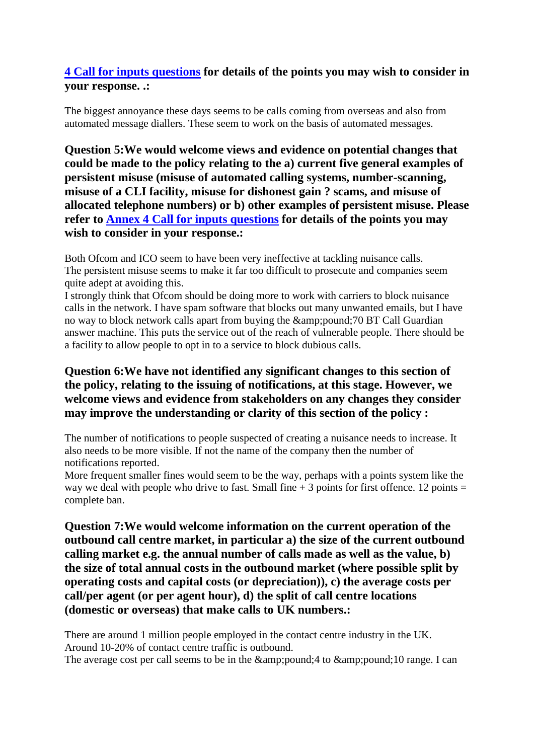**[4 Call for inputs questions](#) for details of the points you may wish to consider in your response. .:**

The biggest annoyance these days seems to be calls coming from overseas and also from automated message diallers. These seem to work on the basis of automated messages.

**Question 5:We would welcome views and evidence on potential changes that could be made to the policy relating to the a) current five general examples of persistent misuse (misuse of automated calling systems, number-scanning, misuse of a CLI facility, misuse for dishonest gain ? scams, and misuse of allocated telephone numbers) or b) other examples of persistent misuse. Please refer to [Annex 4 Call for inputs questions](#) for details of the points you may wish to consider in your response.:**

Both Ofcom and ICO seem to have been very ineffective at tackling nuisance calls.
The persistent misuse seems to make it far too difficult to prosecute and companies seem quite adept at avoiding this.
I strongly think that Ofcom should be doing more to work with carriers to block nuisance calls in the network. I have spam software that blocks out many unwanted emails, but I have no way to block network calls apart from buying the &amp;pound;70 BT Call Guardian answer machine. This puts the service out of the reach of vulnerable people. There should be a facility to allow people to opt in to a service to block dubious calls.

**Question 6:We have not identified any significant changes to this section of the policy, relating to the issuing of notifications, at this stage. However, we welcome views and evidence from stakeholders on any changes they consider may improve the understanding or clarity of this section of the policy :**

The number of notifications to people suspected of creating a nuisance needs to increase. It also needs to be more visible. If not the name of the company then the number of notifications reported.
More frequent smaller fines would seem to be the way, perhaps with a points system like the way we deal with people who drive to fast. Small fine + 3 points for first offence. 12 points = complete ban.

**Question 7:We would welcome information on the current operation of the outbound call centre market, in particular a) the size of the current outbound calling market e.g. the annual number of calls made as well as the value, b) the size of total annual costs in the outbound market (where possible split by operating costs and capital costs (or depreciation)), c) the average costs per call/per agent (or per agent hour), d) the split of call centre locations (domestic or overseas) that make calls to UK numbers.:**

There are around 1 million people employed in the contact centre industry in the UK.
Around 10-20% of contact centre traffic is outbound.
The average cost per call seems to be in the &amp;pound;4 to &amp;pound;10 range. I can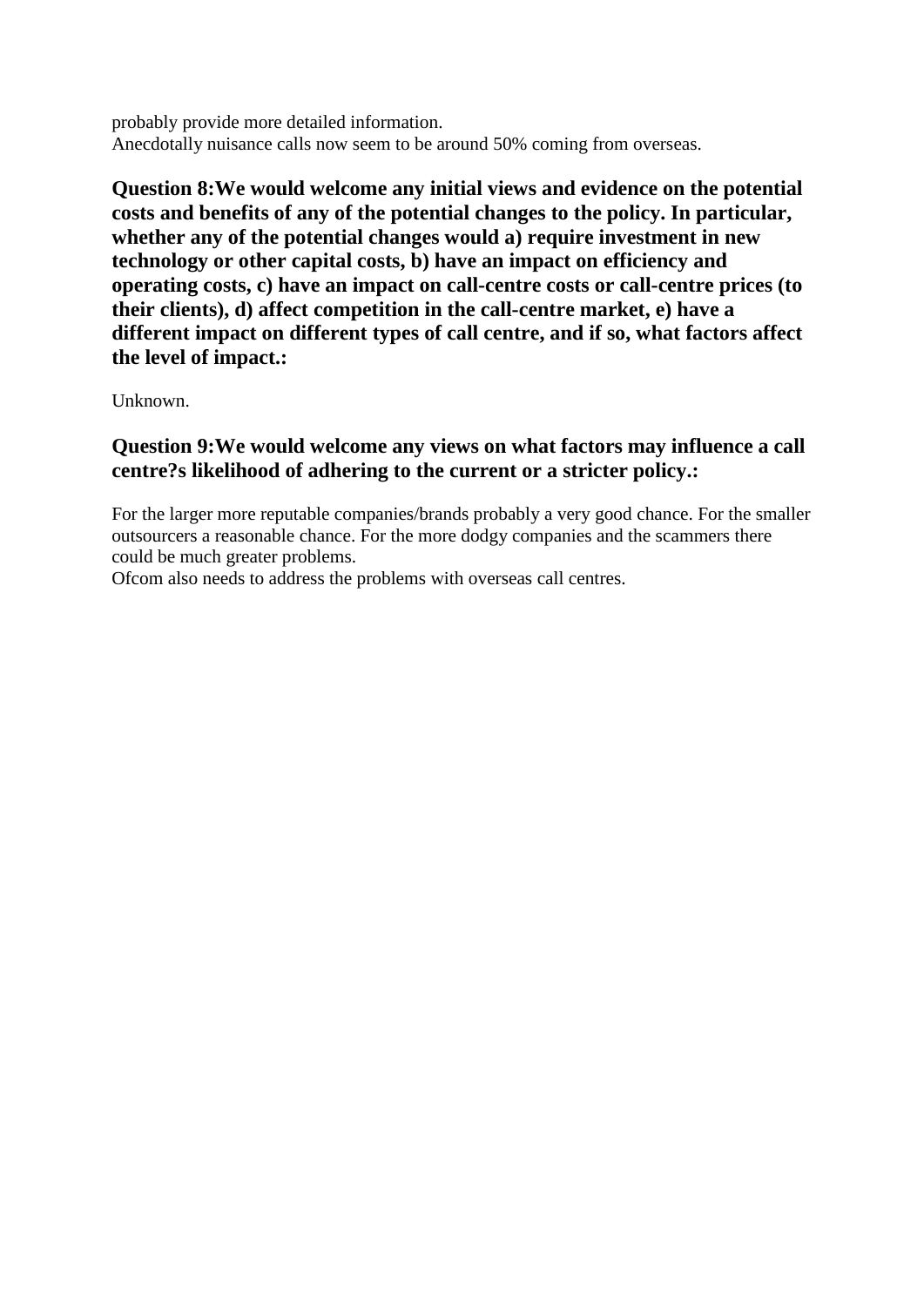probably provide more detailed information.
Anecdotally nuisance calls now seem to be around 50% coming from overseas.

### Question 8:We would welcome any initial views and evidence on the potential costs and benefits of any of the potential changes to the policy. In particular, whether any of the potential changes would a) require investment in new technology or other capital costs, b) have an impact on efficiency and operating costs, c) have an impact on call-centre costs or call-centre prices (to their clients), d) affect competition in the call-centre market, e) have a different impact on different types of call centre, and if so, what factors affect the level of impact.:

Unknown.

### Question 9:We would welcome any views on what factors may influence a call centre?s likelihood of adhering to the current or a stricter policy.:

For the larger more reputable companies/brands probably a very good chance. For the smaller outsourcers a reasonable chance. For the more dodgy companies and the scammers there could be much greater problems.
Ofcom also needs to address the problems with overseas call centres.